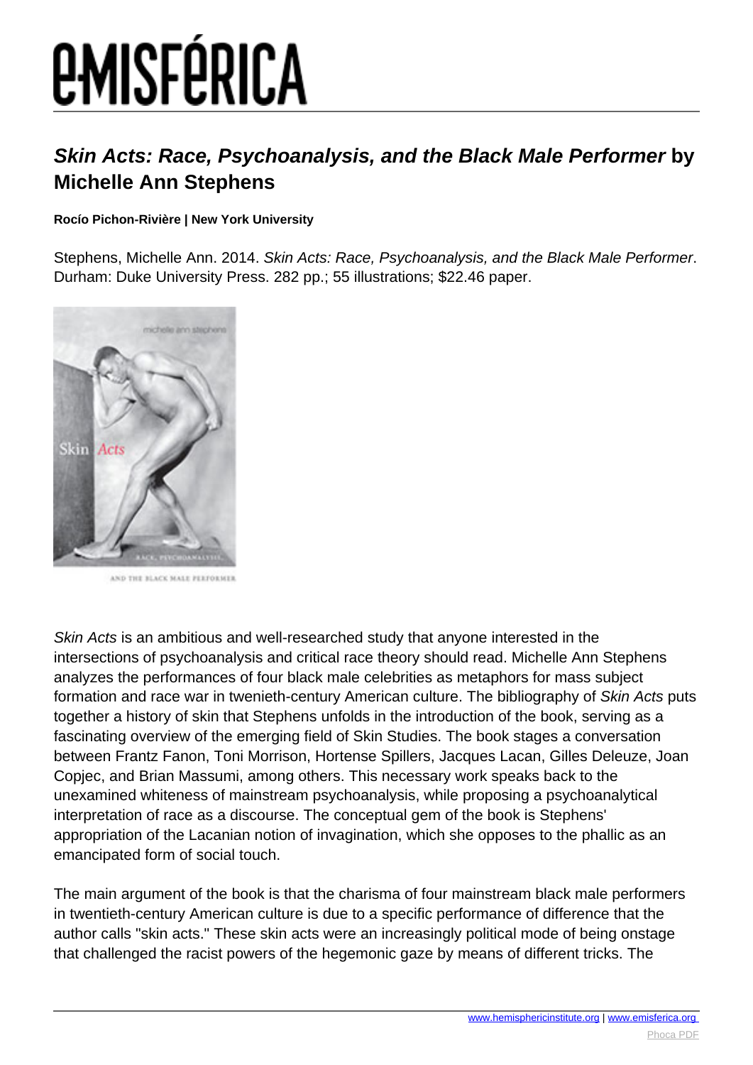# *Skin Acts: Race, Psychoanalysis, and the Black Male Performer* by Michelle Ann Stephens

**Rocío Pichon-Rivière | New York University**

Stephens, Michelle Ann. 2014. *Skin Acts: Race, Psychoanalysis, and the Black Male Performer*. Durham: Duke University Press. 282 pp.; 55 illustrations; $22.46 paper.

*Skin Acts* is an ambitious and well-researched study that anyone interested in the intersections of psychoanalysis and critical race theory should read. Michelle Ann Stephens analyzes the performances of four black male celebrities as metaphors for mass subject formation and race war in twenieth-century American culture. The bibliography of *Skin Acts* puts together a history of skin that Stephens unfolds in the introduction of the book, serving as a fascinating overview of the emerging field of Skin Studies. The book stages a conversation between Frantz Fanon, Toni Morrison, Hortense Spillers, Jacques Lacan, Gilles Deleuze, Joan Copjec, and Brian Massumi, among others. This necessary work speaks back to the unexamined whiteness of mainstream psychoanalysis, while proposing a psychoanalytical interpretation of race as a discourse. The conceptual gem of the book is Stephens' appropriation of the Lacanian notion of invagination, which she opposes to the phallic as an emancipated form of social touch.

The main argument of the book is that the charisma of four mainstream black male performers in twentieth-century American culture is due to a specific performance of difference that the author calls "skin acts." These skin acts were an increasingly political mode of being onstage that challenged the racist powers of the hegemonic gaze by means of different tricks. The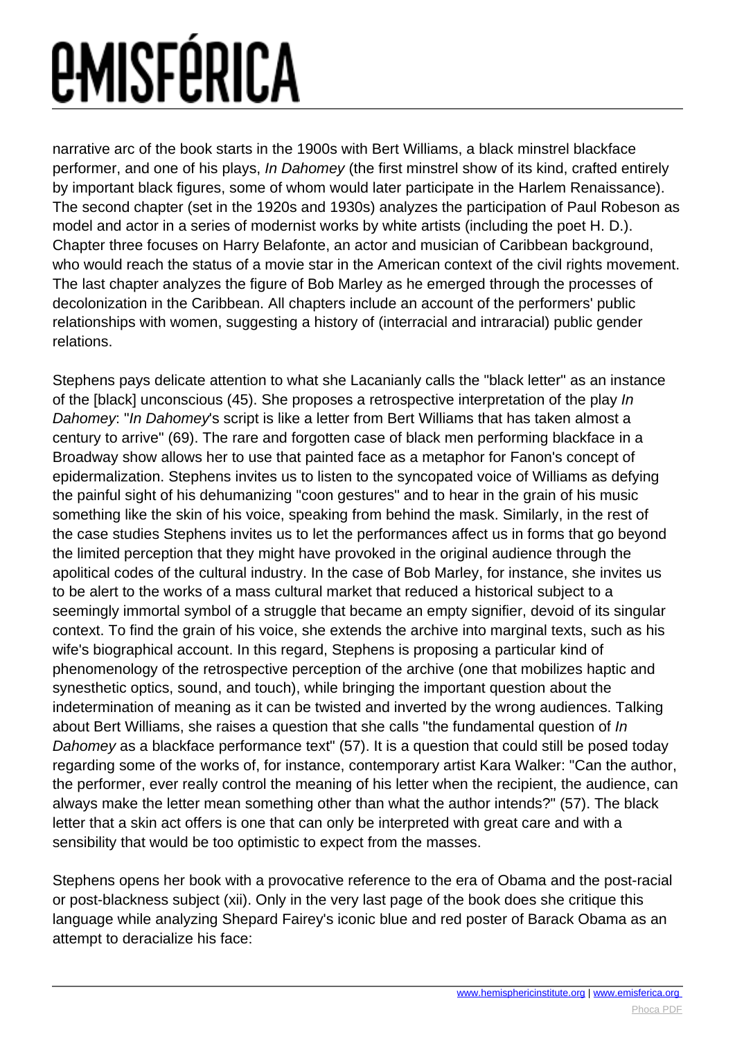narrative arc of the book starts in the 1900s with Bert Williams, a black minstrel blackface performer, and one of his plays, *In Dahomey* (the first minstrel show of its kind, crafted entirely by important black figures, some of whom would later participate in the Harlem Renaissance). The second chapter (set in the 1920s and 1930s) analyzes the participation of Paul Robeson as model and actor in a series of modernist works by white artists (including the poet H. D.). Chapter three focuses on Harry Belafonte, an actor and musician of Caribbean background, who would reach the status of a movie star in the American context of the civil rights movement. The last chapter analyzes the figure of Bob Marley as he emerged through the processes of decolonization in the Caribbean. All chapters include an account of the performers' public relationships with women, suggesting a history of (interracial and intraracial) public gender relations.

Stephens pays delicate attention to what she Lacanianly calls the "black letter" as an instance of the [black] unconscious (45). She proposes a retrospective interpretation of the play *In Dahomey*: "*In Dahomey*'s script is like a letter from Bert Williams that has taken almost a century to arrive" (69). The rare and forgotten case of black men performing blackface in a Broadway show allows her to use that painted face as a metaphor for Fanon's concept of epidermalization. Stephens invites us to listen to the syncopated voice of Williams as defying the painful sight of his dehumanizing "coon gestures" and to hear in the grain of his music something like the skin of his voice, speaking from behind the mask. Similarly, in the rest of the case studies Stephens invites us to let the performances affect us in forms that go beyond the limited perception that they might have provoked in the original audience through the apolitical codes of the cultural industry. In the case of Bob Marley, for instance, she invites us to be alert to the works of a mass cultural market that reduced a historical subject to a seemingly immortal symbol of a struggle that became an empty signifier, devoid of its singular context. To find the grain of his voice, she extends the archive into marginal texts, such as his wife's biographical account. In this regard, Stephens is proposing a particular kind of phenomenology of the retrospective perception of the archive (one that mobilizes haptic and synesthetic optics, sound, and touch), while bringing the important question about the indetermination of meaning as it can be twisted and inverted by the wrong audiences. Talking about Bert Williams, she raises a question that she calls "the fundamental question of *In Dahomey* as a blackface performance text" (57). It is a question that could still be posed today regarding some of the works of, for instance, contemporary artist Kara Walker: "Can the author, the performer, ever really control the meaning of his letter when the recipient, the audience, can always make the letter mean something other than what the author intends?" (57). The black letter that a skin act offers is one that can only be interpreted with great care and with a sensibility that would be too optimistic to expect from the masses.

Stephens opens her book with a provocative reference to the era of Obama and the post-racial or post-blackness subject (xii). Only in the very last page of the book does she critique this language while analyzing Shepard Fairey's iconic blue and red poster of Barack Obama as an attempt to deracialize his face: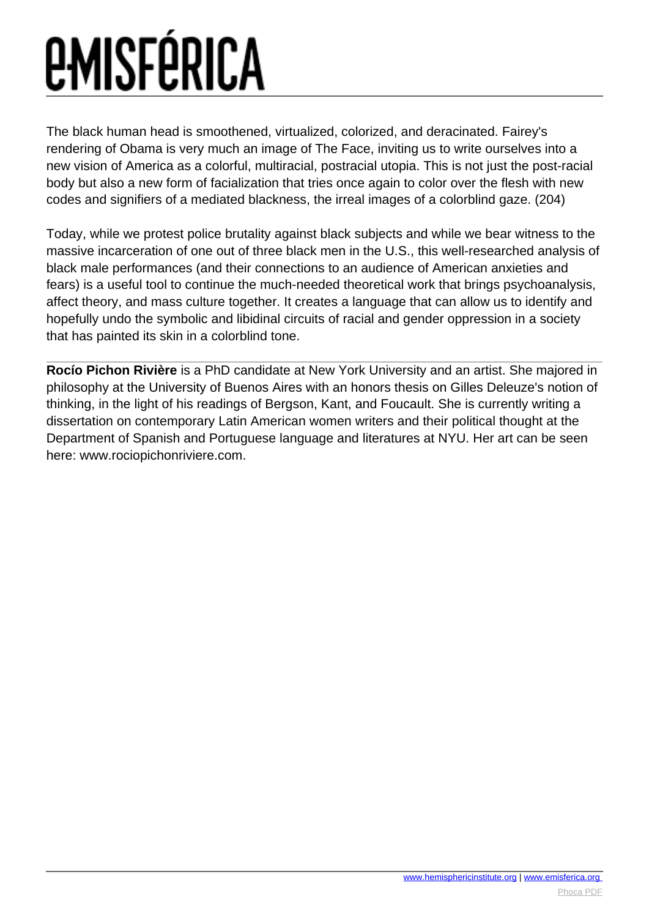The black human head is smoothened, virtualized, colorized, and deracinated. Fairey's rendering of Obama is very much an image of The Face, inviting us to write ourselves into a new vision of America as a colorful, multiracial, postracial utopia. This is not just the post-racial body but also a new form of facialization that tries once again to color over the flesh with new codes and signifiers of a mediated blackness, the irreal images of a colorblind gaze. (204)

Today, while we protest police brutality against black subjects and while we bear witness to the massive incarceration of one out of three black men in the U.S., this well-researched analysis of black male performances (and their connections to an audience of American anxieties and fears) is a useful tool to continue the much-needed theoretical work that brings psychoanalysis, affect theory, and mass culture together. It creates a language that can allow us to identify and hopefully undo the symbolic and libidinal circuits of racial and gender oppression in a society that has painted its skin in a colorblind tone.

---

**Rocío Pichon Rivière** is a PhD candidate at New York University and an artist. She majored in philosophy at the University of Buenos Aires with an honors thesis on Gilles Deleuze's notion of thinking, in the light of his readings of Bergson, Kant, and Foucault. She is currently writing a dissertation on contemporary Latin American women writers and their political thought at the Department of Spanish and Portuguese language and literatures at NYU. Her art can be seen here: www.rociopichonriviere.com.